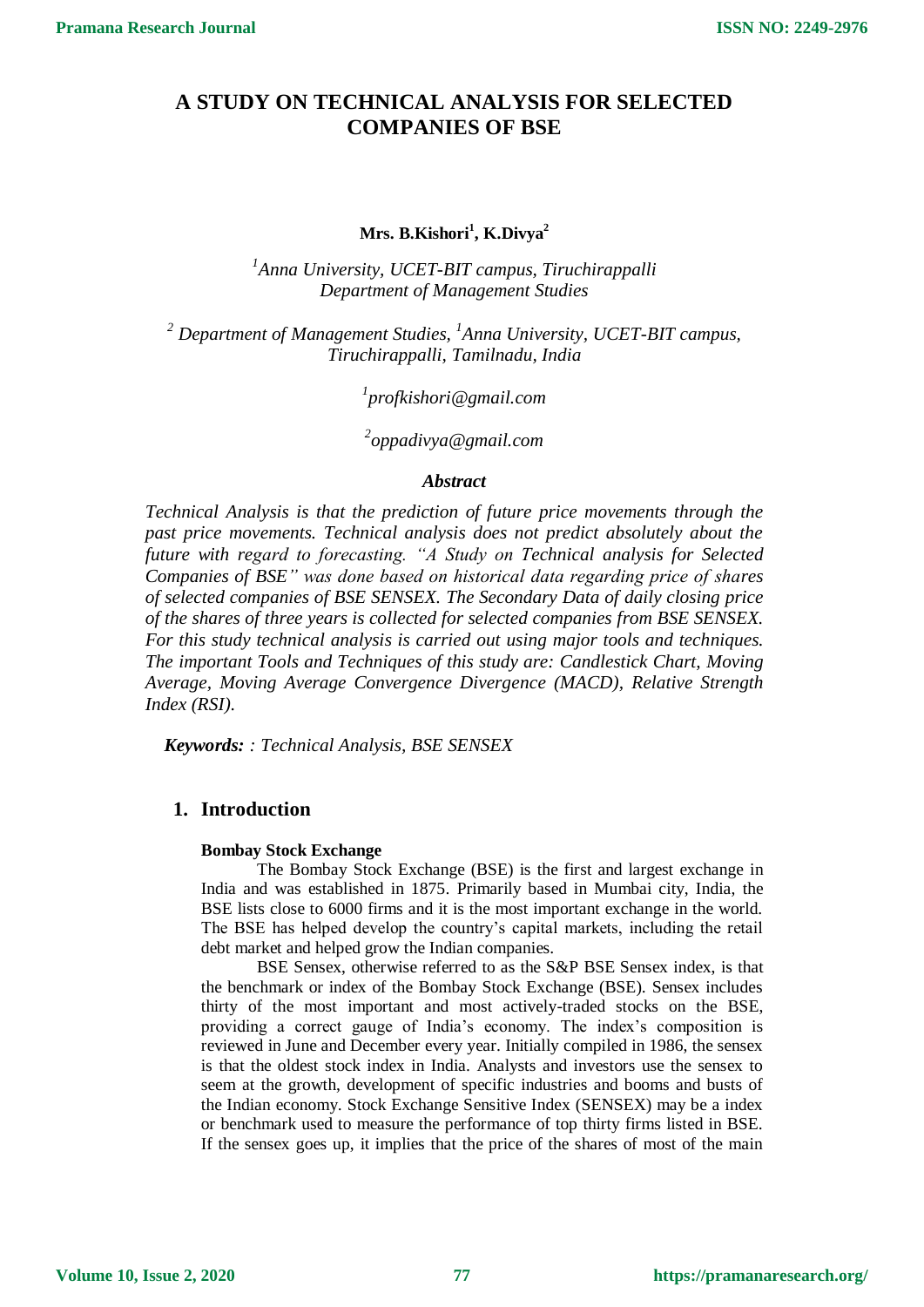# A STUDY ON TECHNICAL ANALYSIS FOR SELECTED COMPANIES OF BSE

**Mrs. B.Kishori[1], K.Divya[2]**

*[1]Anna University, UCET-BIT campus, Tiruchirappalli*
*Department of Management Studies*

*[2] Department of Management Studies, [1]Anna University, UCET-BIT campus, Tiruchirappalli, Tamilnadu, India*

*[1]profkishori@gmail.com*

*[2]oppadivya@gmail.com*

### *Abstract*

*Technical Analysis is that the prediction of future price movements through the past price movements. Technical analysis does not predict absolutely about the future with regard to forecasting. "A Study on Technical analysis for Selected Companies of BSE" was done based on historical data regarding price of shares of selected companies of BSE SENSEX. The Secondary Data of daily closing price of the shares of three years is collected for selected companies from BSE SENSEX. For this study technical analysis is carried out using major tools and techniques. The important Tools and Techniques of this study are: Candlestick Chart, Moving Average, Moving Average Convergence Divergence (MACD), Relative Strength Index (RSI).*

***Keywords:*** *: Technical Analysis, BSE SENSEX*

## 1. Introduction

**Bombay Stock Exchange**

The Bombay Stock Exchange (BSE) is the first and largest exchange in India and was established in 1875. Primarily based in Mumbai city, India, the BSE lists close to 6000 firms and it is the most important exchange in the world. The BSE has helped develop the country's capital markets, including the retail debt market and helped grow the Indian companies.

BSE Sensex, otherwise referred to as the S&P BSE Sensex index, is that the benchmark or index of the Bombay Stock Exchange (BSE). Sensex includes thirty of the most important and most actively-traded stocks on the BSE, providing a correct gauge of India's economy. The index's composition is reviewed in June and December every year. Initially compiled in 1986, the sensex is that the oldest stock index in India. Analysts and investors use the sensex to seem at the growth, development of specific industries and booms and busts of the Indian economy. Stock Exchange Sensitive Index (SENSEX) may be a index or benchmark used to measure the performance of top thirty firms listed in BSE. If the sensex goes up, it implies that the price of the shares of most of the main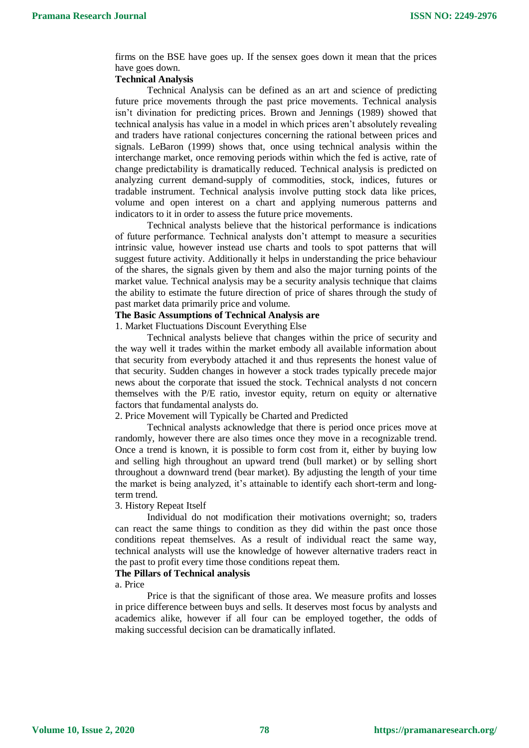firms on the BSE have goes up. If the sensex goes down it mean that the prices have goes down.

**Technical Analysis**

Technical Analysis can be defined as an art and science of predicting future price movements through the past price movements. Technical analysis isn't divination for predicting prices. Brown and Jennings (1989) showed that technical analysis has value in a model in which prices aren't absolutely revealing and traders have rational conjectures concerning the rational between prices and signals. LeBaron (1999) shows that, once using technical analysis within the interchange market, once removing periods within which the fed is active, rate of change predictability is dramatically reduced. Technical analysis is predicted on analyzing current demand-supply of commodities, stock, indices, futures or tradable instrument. Technical analysis involve putting stock data like prices, volume and open interest on a chart and applying numerous patterns and indicators to it in order to assess the future price movements.

Technical analysts believe that the historical performance is indications of future performance. Technical analysts don't attempt to measure a securities intrinsic value, however instead use charts and tools to spot patterns that will suggest future activity. Additionally it helps in understanding the price behaviour of the shares, the signals given by them and also the major turning points of the market value. Technical analysis may be a security analysis technique that claims the ability to estimate the future direction of price of shares through the study of past market data primarily price and volume.

**The Basic Assumptions of Technical Analysis are**

1. Market Fluctuations Discount Everything Else

Technical analysts believe that changes within the price of security and the way well it trades within the market embody all available information about that security from everybody attached it and thus represents the honest value of that security. Sudden changes in however a stock trades typically precede major news about the corporate that issued the stock. Technical analysts d not concern themselves with the P/E ratio, investor equity, return on equity or alternative factors that fundamental analysts do.

2. Price Movement will Typically be Charted and Predicted

Technical analysts acknowledge that there is period once prices move at randomly, however there are also times once they move in a recognizable trend. Once a trend is known, it is possible to form cost from it, either by buying low and selling high throughout an upward trend (bull market) or by selling short throughout a downward trend (bear market). By adjusting the length of your time the market is being analyzed, it's attainable to identify each short-term and long-term trend.

3. History Repeat Itself

Individual do not modification their motivations overnight; so, traders can react the same things to condition as they did within the past once those conditions repeat themselves. As a result of individual react the same way, technical analysts will use the knowledge of however alternative traders react in the past to profit every time those conditions repeat them.

**The Pillars of Technical analysis**

a. Price

Price is that the significant of those area. We measure profits and losses in price difference between buys and sells. It deserves most focus by analysts and academics alike, however if all four can be employed together, the odds of making successful decision can be dramatically inflated.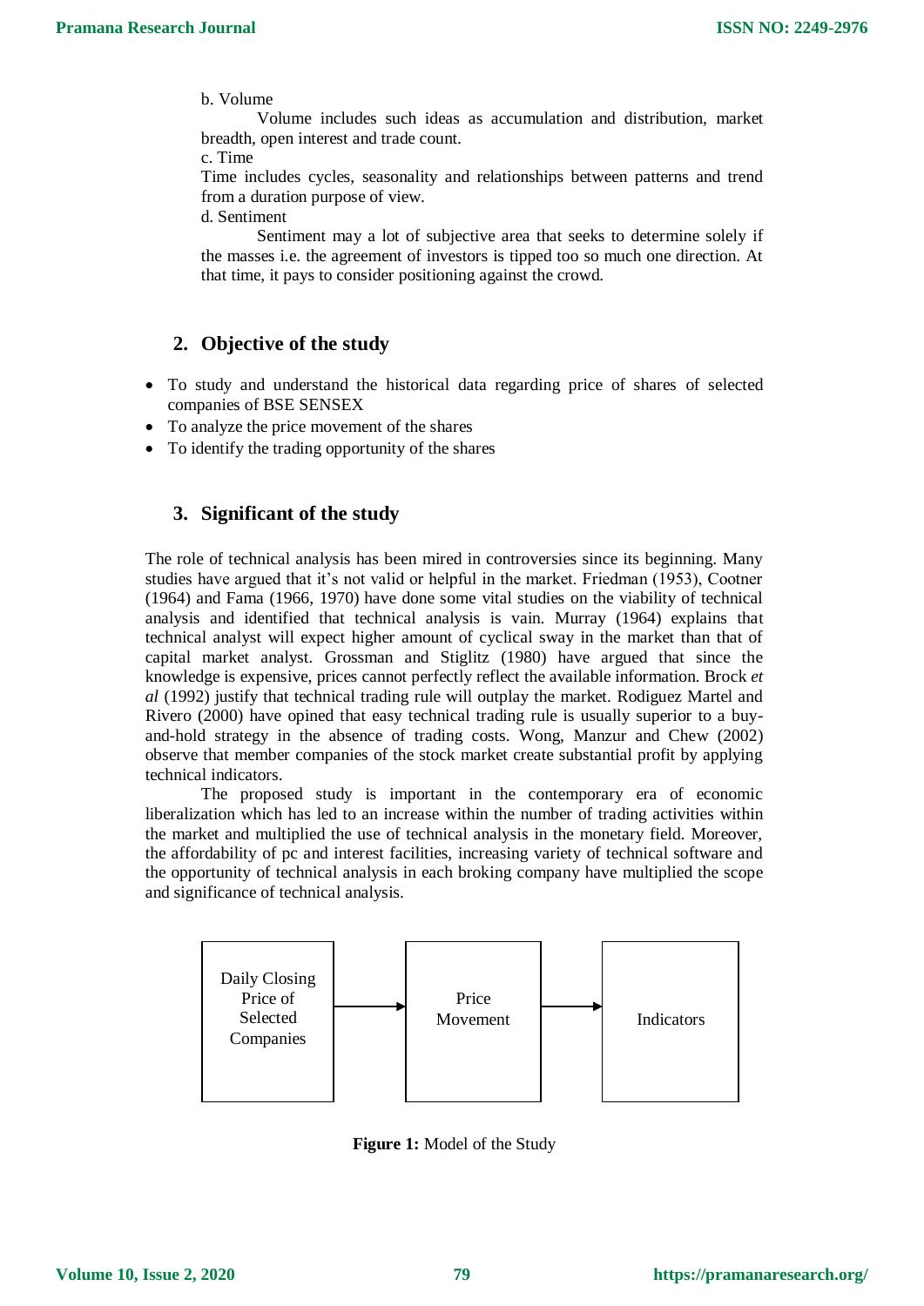b. Volume

Volume includes such ideas as accumulation and distribution, market breadth, open interest and trade count.

c. Time

Time includes cycles, seasonality and relationships between patterns and trend from a duration purpose of view.

d. Sentiment

Sentiment may a lot of subjective area that seeks to determine solely if the masses i.e. the agreement of investors is tipped too so much one direction. At that time, it pays to consider positioning against the crowd.

## 2. Objective of the study

- To study and understand the historical data regarding price of shares of selected companies of BSE SENSEX
- To analyze the price movement of the shares
- To identify the trading opportunity of the shares

## 3. Significant of the study

The role of technical analysis has been mired in controversies since its beginning. Many studies have argued that it's not valid or helpful in the market. Friedman (1953), Cootner (1964) and Fama (1966, 1970) have done some vital studies on the viability of technical analysis and identified that technical analysis is vain. Murray (1964) explains that technical analyst will expect higher amount of cyclical sway in the market than that of capital market analyst. Grossman and Stiglitz (1980) have argued that since the knowledge is expensive, prices cannot perfectly reflect the available information. Brock *et al* (1992) justify that technical trading rule will outplay the market. Rodiguez Martel and Rivero (2000) have opined that easy technical trading rule is usually superior to a buy-and-hold strategy in the absence of trading costs. Wong, Manzur and Chew (2002) observe that member companies of the stock market create substantial profit by applying technical indicators.

The proposed study is important in the contemporary era of economic liberalization which has led to an increase within the number of trading activities within the market and multiplied the use of technical analysis in the monetary field. Moreover, the affordability of pc and interest facilities, increasing variety of technical software and the opportunity of technical analysis in each broking company have multiplied the scope and significance of technical analysis.

Daily Closing Price of Selected Companies → Price Movement → Indicators

**Figure 1:** Model of the Study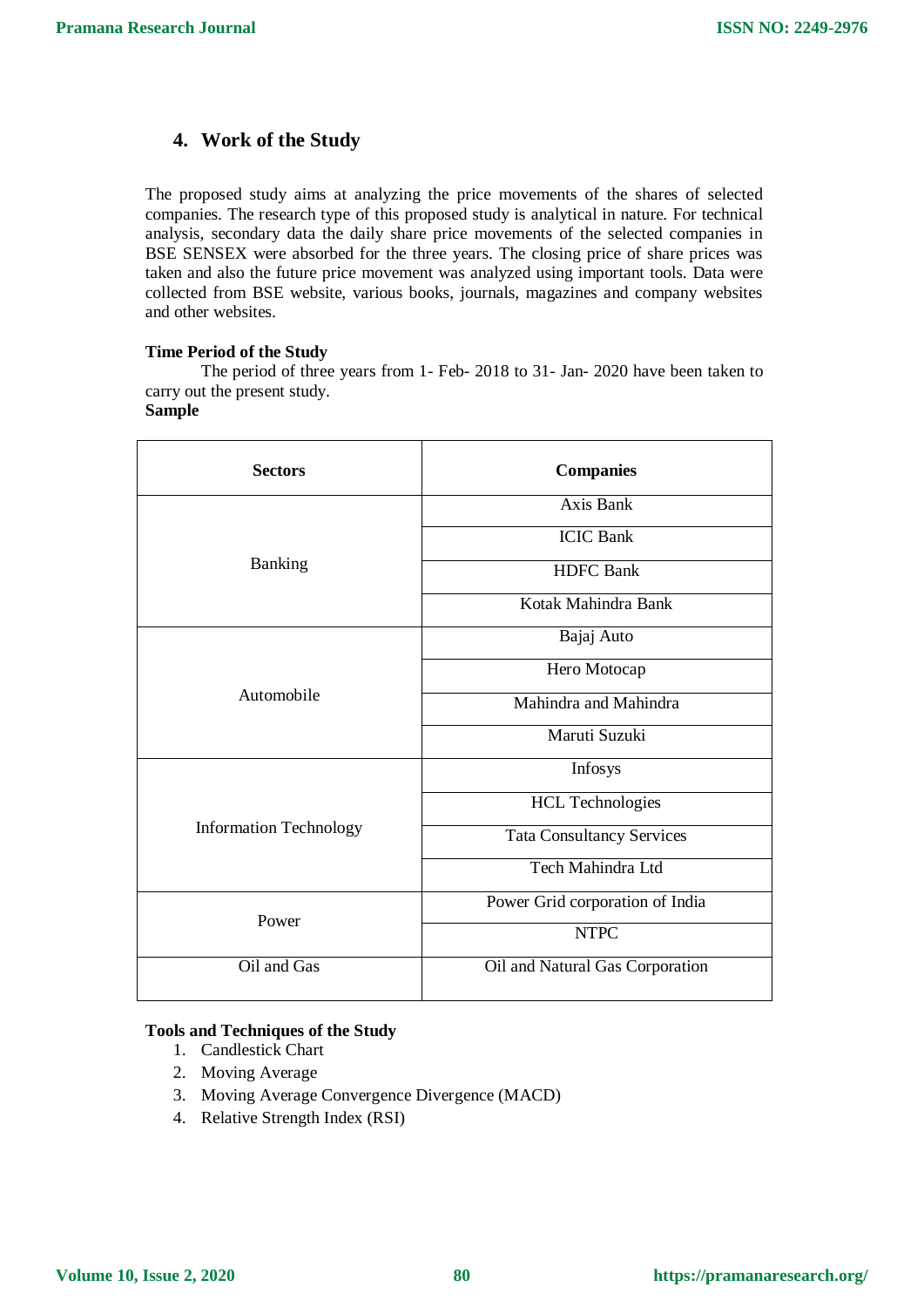## 4. Work of the Study

The proposed study aims at analyzing the price movements of the shares of selected companies. The research type of this proposed study is analytical in nature. For technical analysis, secondary data the daily share price movements of the selected companies in BSE SENSEX were absorbed for the three years. The closing price of share prices was taken and also the future price movement was analyzed using important tools. Data were collected from BSE website, various books, journals, magazines and company websites and other websites.

**Time Period of the Study**

The period of three years from 1- Feb- 2018 to 31- Jan- 2020 have been taken to carry out the present study.

**Sample**

| Sectors | Companies |
|---|---|
| Banking | Axis Bank |
| | ICIC Bank |
| | HDFC Bank |
| | Kotak Mahindra Bank |
| Automobile | Bajaj Auto |
| | Hero Motocap |
| | Mahindra and Mahindra |
| | Maruti Suzuki |
| Information Technology | Infosys |
| | HCL Technologies |
| | Tata Consultancy Services |
| | Tech Mahindra Ltd |
| Power | Power Grid corporation of India |
| | NTPC |
| Oil and Gas | Oil and Natural Gas Corporation |

**Tools and Techniques of the Study**

1. Candlestick Chart
2. Moving Average
3. Moving Average Convergence Divergence (MACD)
4. Relative Strength Index (RSI)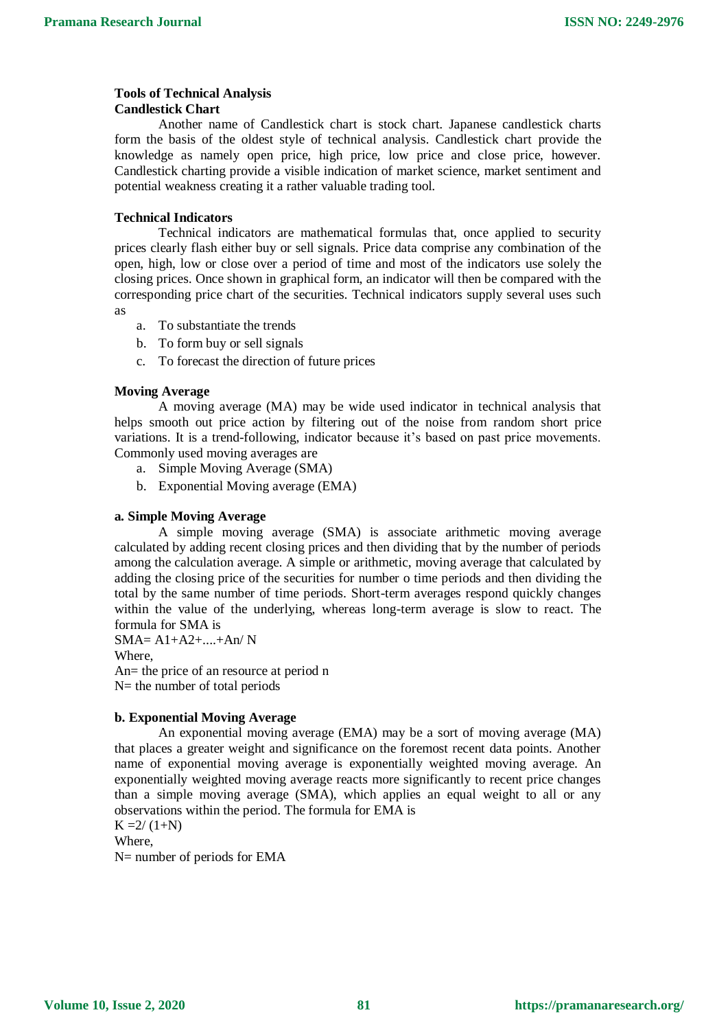### Tools of Technical Analysis

#### Candlestick Chart

Another name of Candlestick chart is stock chart. Japanese candlestick charts form the basis of the oldest style of technical analysis. Candlestick chart provide the knowledge as namely open price, high price, low price and close price, however. Candlestick charting provide a visible indication of market science, market sentiment and potential weakness creating it a rather valuable trading tool.

#### Technical Indicators

Technical indicators are mathematical formulas that, once applied to security prices clearly flash either buy or sell signals. Price data comprise any combination of the open, high, low or close over a period of time and most of the indicators use solely the closing prices. Once shown in graphical form, an indicator will then be compared with the corresponding price chart of the securities. Technical indicators supply several uses such as

a. To substantiate the trends
b. To form buy or sell signals
c. To forecast the direction of future prices

#### Moving Average

A moving average (MA) may be wide used indicator in technical analysis that helps smooth out price action by filtering out of the noise from random short price variations. It is a trend-following, indicator because it's based on past price movements. Commonly used moving averages are

a. Simple Moving Average (SMA)
b. Exponential Moving average (EMA)

#### a. Simple Moving Average

A simple moving average (SMA) is associate arithmetic moving average calculated by adding recent closing prices and then dividing that by the number of periods among the calculation average. A simple or arithmetic, moving average that calculated by adding the closing price of the securities for number o time periods and then dividing the total by the same number of time periods. Short-term averages respond quickly changes within the value of the underlying, whereas long-term average is slow to react. The formula for SMA is

$SMA= A1+A2+....+An/ N$

Where,

$An$= the price of an resource at period n

$N$= the number of total periods

#### b. Exponential Moving Average

An exponential moving average (EMA) may be a sort of moving average (MA) that places a greater weight and significance on the foremost recent data points. Another name of exponential moving average is exponentially weighted moving average. An exponentially weighted moving average reacts more significantly to recent price changes than a simple moving average (SMA), which applies an equal weight to all or any observations within the period. The formula for EMA is

$K =2/ (1+N)$

Where,

$N$= number of periods for EMA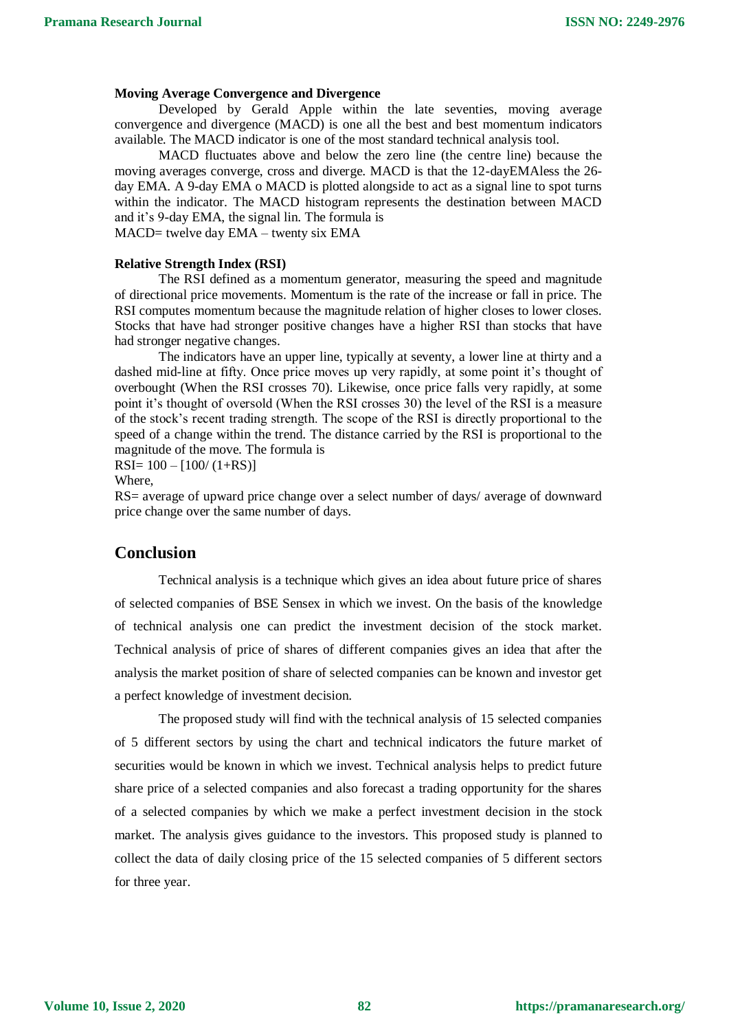**Moving Average Convergence and Divergence**

Developed by Gerald Apple within the late seventies, moving average convergence and divergence (MACD) is one all the best and best momentum indicators available. The MACD indicator is one of the most standard technical analysis tool.

MACD fluctuates above and below the zero line (the centre line) because the moving averages converge, cross and diverge. MACD is that the 12-dayEMAless the 26-day EMA. A 9-day EMA o MACD is plotted alongside to act as a signal line to spot turns within the indicator. The MACD histogram represents the destination between MACD and it's 9-day EMA, the signal lin. The formula is

MACD= twelve day EMA – twenty six EMA

**Relative Strength Index (RSI)**

The RSI defined as a momentum generator, measuring the speed and magnitude of directional price movements. Momentum is the rate of the increase or fall in price. The RSI computes momentum because the magnitude relation of higher closes to lower closes. Stocks that have had stronger positive changes have a higher RSI than stocks that have had stronger negative changes.

The indicators have an upper line, typically at seventy, a lower line at thirty and a dashed mid-line at fifty. Once price moves up very rapidly, at some point it's thought of overbought (When the RSI crosses 70). Likewise, once price falls very rapidly, at some point it's thought of oversold (When the RSI crosses 30) the level of the RSI is a measure of the stock's recent trading strength. The scope of the RSI is directly proportional to the speed of a change within the trend. The distance carried by the RSI is proportional to the magnitude of the move. The formula is

$RSI = 100 - [100/(1+RS)]$

Where,

RS= average of upward price change over a select number of days/ average of downward price change over the same number of days.

## Conclusion

Technical analysis is a technique which gives an idea about future price of shares of selected companies of BSE Sensex in which we invest. On the basis of the knowledge of technical analysis one can predict the investment decision of the stock market. Technical analysis of price of shares of different companies gives an idea that after the analysis the market position of share of selected companies can be known and investor get a perfect knowledge of investment decision.

The proposed study will find with the technical analysis of 15 selected companies of 5 different sectors by using the chart and technical indicators the future market of securities would be known in which we invest. Technical analysis helps to predict future share price of a selected companies and also forecast a trading opportunity for the shares of a selected companies by which we make a perfect investment decision in the stock market. The analysis gives guidance to the investors. This proposed study is planned to collect the data of daily closing price of the 15 selected companies of 5 different sectors for three year.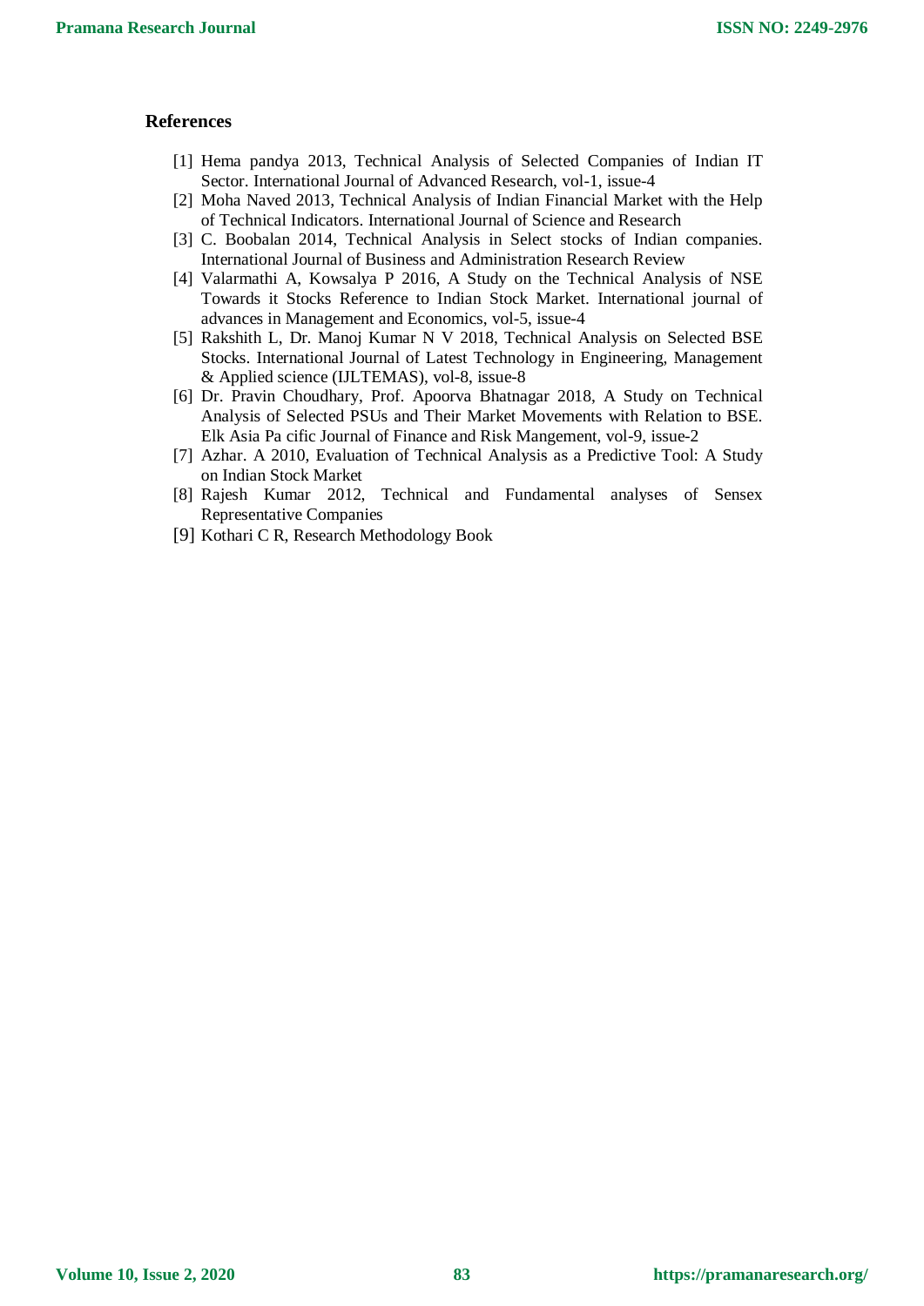## References

[1] Hema pandya 2013, Technical Analysis of Selected Companies of Indian IT Sector. International Journal of Advanced Research, vol-1, issue-4

[2] Moha Naved 2013, Technical Analysis of Indian Financial Market with the Help of Technical Indicators. International Journal of Science and Research

[3] C. Boobalan 2014, Technical Analysis in Select stocks of Indian companies. International Journal of Business and Administration Research Review

[4] Valarmathi A, Kowsalya P 2016, A Study on the Technical Analysis of NSE Towards it Stocks Reference to Indian Stock Market. International journal of advances in Management and Economics, vol-5, issue-4

[5] Rakshith L, Dr. Manoj Kumar N V 2018, Technical Analysis on Selected BSE Stocks. International Journal of Latest Technology in Engineering, Management & Applied science (IJLTEMAS), vol-8, issue-8

[6] Dr. Pravin Choudhary, Prof. Apoorva Bhatnagar 2018, A Study on Technical Analysis of Selected PSUs and Their Market Movements with Relation to BSE. Elk Asia Pa cific Journal of Finance and Risk Mangement, vol-9, issue-2

[7] Azhar. A 2010, Evaluation of Technical Analysis as a Predictive Tool: A Study on Indian Stock Market

[8] Rajesh Kumar 2012, Technical and Fundamental analyses of Sensex Representative Companies

[9] Kothari C R, Research Methodology Book